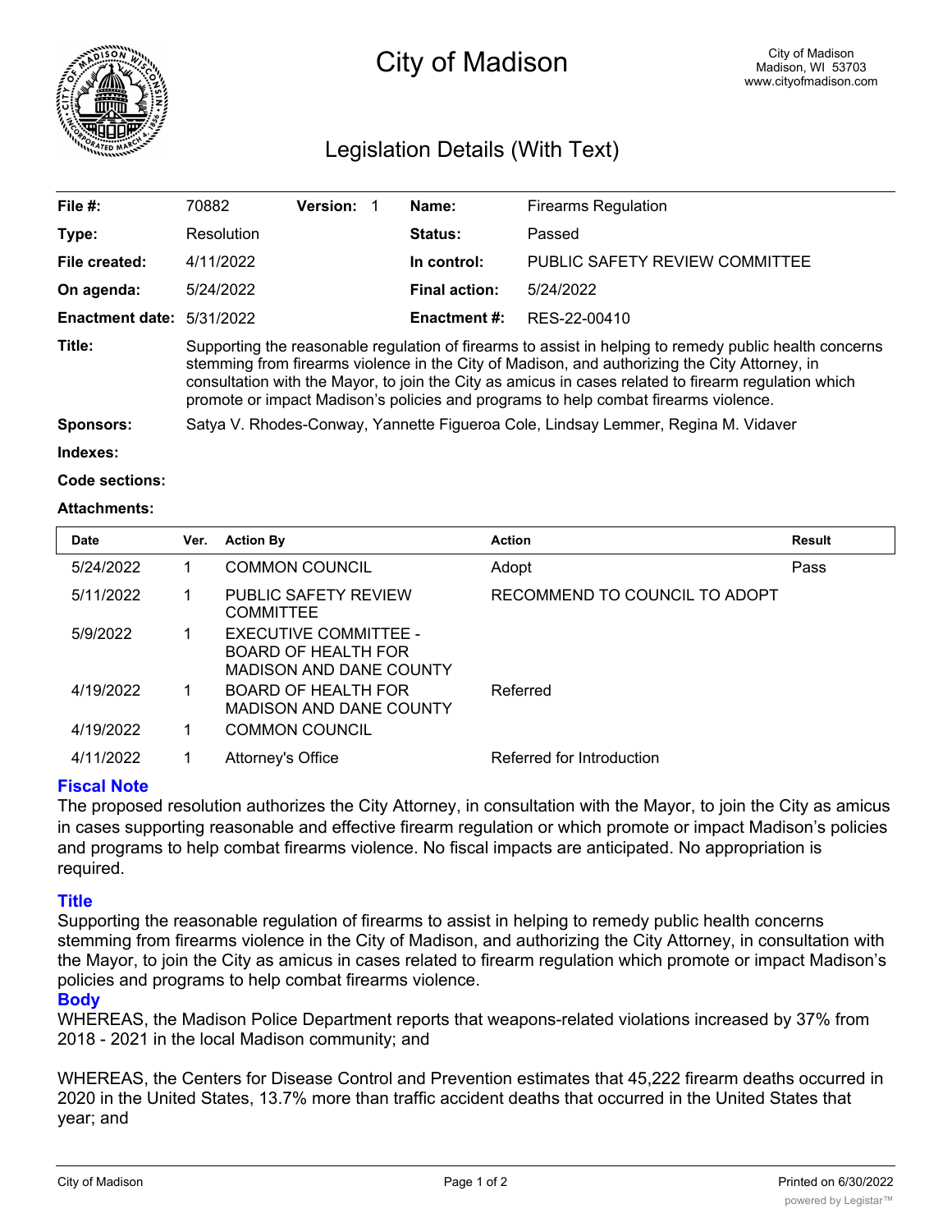# City of Madison

City of Madison
Madison, WI 53703
www.cityofmadison.com

## Legislation Details (With Text)

| | | | | | |
|---|---|---|---|---|---|
| **File #:** | 70882 | **Version:** 1 | | **Name:** | Firearms Regulation |
| **Type:** | Resolution | | | **Status:** | Passed |
| **File created:** | 4/11/2022 | | | **In control:** | PUBLIC SAFETY REVIEW COMMITTEE |
| **On agenda:** | 5/24/2022 | | | **Final action:** | 5/24/2022 |
| **Enactment date:** | 5/31/2022 | | | **Enactment #:** | RES-22-00410 |

**Title:** Supporting the reasonable regulation of firearms to assist in helping to remedy public health concerns stemming from firearms violence in the City of Madison, and authorizing the City Attorney, in consultation with the Mayor, to join the City as amicus in cases related to firearm regulation which promote or impact Madison's policies and programs to help combat firearms violence.

**Sponsors:** Satya V. Rhodes-Conway, Yannette Figueroa Cole, Lindsay Lemmer, Regina M. Vidaver

**Indexes:**

**Code sections:**

**Attachments:**

| Date | Ver. | Action By | Action | Result |
|---|---|---|---|---|
| 5/24/2022 | 1 | COMMON COUNCIL | Adopt | Pass |
| 5/11/2022 | 1 | PUBLIC SAFETY REVIEW COMMITTEE | RECOMMEND TO COUNCIL TO ADOPT | |
| 5/9/2022 | 1 | EXECUTIVE COMMITTEE - BOARD OF HEALTH FOR MADISON AND DANE COUNTY | | |
| 4/19/2022 | 1 | BOARD OF HEALTH FOR MADISON AND DANE COUNTY | Referred | |
| 4/19/2022 | 1 | COMMON COUNCIL | | |
| 4/11/2022 | 1 | Attorney's Office | Referred for Introduction | |

### Fiscal Note

The proposed resolution authorizes the City Attorney, in consultation with the Mayor, to join the City as amicus in cases supporting reasonable and effective firearm regulation or which promote or impact Madison's policies and programs to help combat firearms violence. No fiscal impacts are anticipated. No appropriation is required.

### Title

Supporting the reasonable regulation of firearms to assist in helping to remedy public health concerns stemming from firearms violence in the City of Madison, and authorizing the City Attorney, in consultation with the Mayor, to join the City as amicus in cases related to firearm regulation which promote or impact Madison's policies and programs to help combat firearms violence.

### Body

WHEREAS, the Madison Police Department reports that weapons-related violations increased by 37% from 2018 - 2021 in the local Madison community; and

WHEREAS, the Centers for Disease Control and Prevention estimates that 45,222 firearm deaths occurred in 2020 in the United States, 13.7% more than traffic accident deaths that occurred in the United States that year; and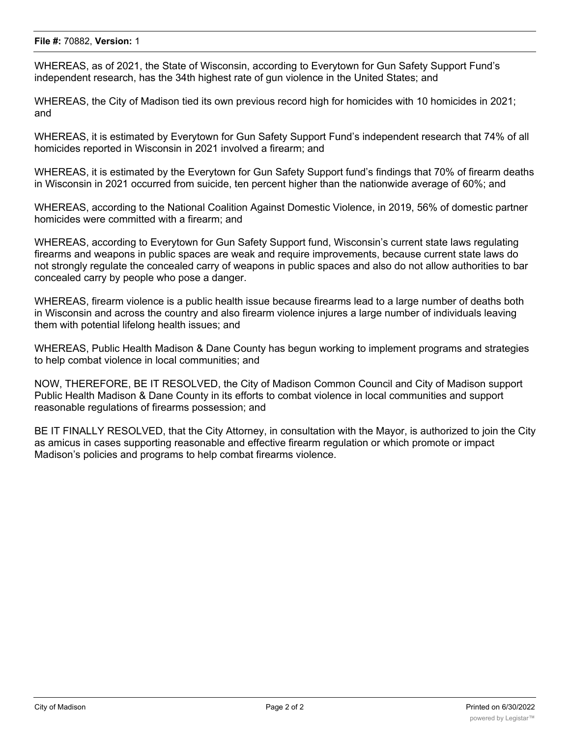WHEREAS, as of 2021, the State of Wisconsin, according to Everytown for Gun Safety Support Fund's independent research, has the 34th highest rate of gun violence in the United States; and

WHEREAS, the City of Madison tied its own previous record high for homicides with 10 homicides in 2021; and

WHEREAS, it is estimated by Everytown for Gun Safety Support Fund's independent research that 74% of all homicides reported in Wisconsin in 2021 involved a firearm; and

WHEREAS, it is estimated by the Everytown for Gun Safety Support fund's findings that 70% of firearm deaths in Wisconsin in 2021 occurred from suicide, ten percent higher than the nationwide average of 60%; and

WHEREAS, according to the National Coalition Against Domestic Violence, in 2019, 56% of domestic partner homicides were committed with a firearm; and

WHEREAS, according to Everytown for Gun Safety Support fund, Wisconsin's current state laws regulating firearms and weapons in public spaces are weak and require improvements, because current state laws do not strongly regulate the concealed carry of weapons in public spaces and also do not allow authorities to bar concealed carry by people who pose a danger.

WHEREAS, firearm violence is a public health issue because firearms lead to a large number of deaths both in Wisconsin and across the country and also firearm violence injures a large number of individuals leaving them with potential lifelong health issues; and

WHEREAS, Public Health Madison & Dane County has begun working to implement programs and strategies to help combat violence in local communities; and

NOW, THEREFORE, BE IT RESOLVED, the City of Madison Common Council and City of Madison support Public Health Madison & Dane County in its efforts to combat violence in local communities and support reasonable regulations of firearms possession; and

BE IT FINALLY RESOLVED, that the City Attorney, in consultation with the Mayor, is authorized to join the City as amicus in cases supporting reasonable and effective firearm regulation or which promote or impact Madison's policies and programs to help combat firearms violence.